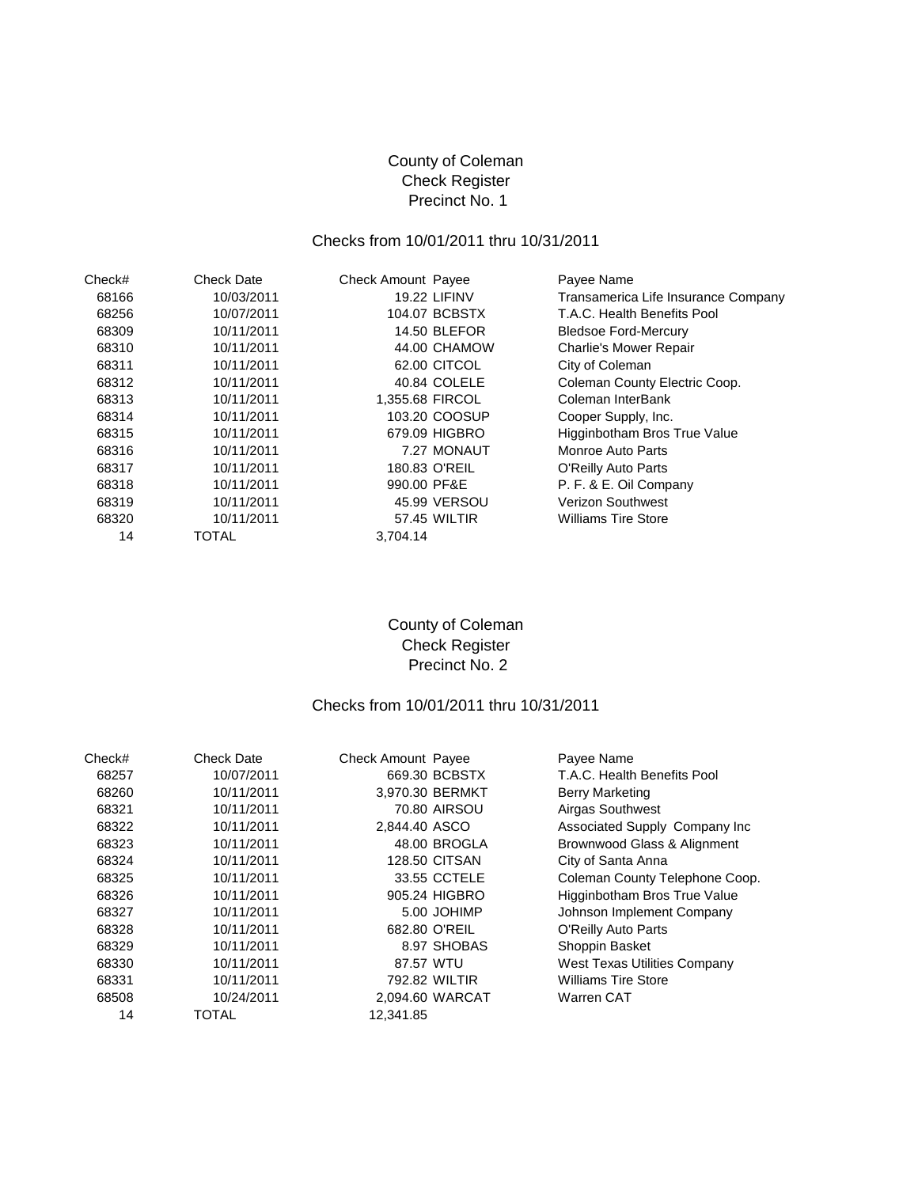County of Coleman
Check Register
Precinct No. 1

Checks from 10/01/2011 thru 10/31/2011

| Check# | Check Date | Check Amount | Payee | Payee Name |
|---|---|---|---|---|
| 68166 | 10/03/2011 | 19.22 | LIFINV | Transamerica Life Insurance Company |
| 68256 | 10/07/2011 | 104.07 | BCBSTX | T.A.C. Health Benefits Pool |
| 68309 | 10/11/2011 | 14.50 | BLEFOR | Bledsoe Ford-Mercury |
| 68310 | 10/11/2011 | 44.00 | CHAMOW | Charlie's Mower Repair |
| 68311 | 10/11/2011 | 62.00 | CITCOL | City of Coleman |
| 68312 | 10/11/2011 | 40.84 | COLELE | Coleman County Electric Coop. |
| 68313 | 10/11/2011 | 1,355.68 | FIRCOL | Coleman InterBank |
| 68314 | 10/11/2011 | 103.20 | COOSUP | Cooper Supply, Inc. |
| 68315 | 10/11/2011 | 679.09 | HIGBRO | Higginbotham Bros True Value |
| 68316 | 10/11/2011 | 7.27 | MONAUT | Monroe Auto Parts |
| 68317 | 10/11/2011 | 180.83 | O'REIL | O'Reilly Auto Parts |
| 68318 | 10/11/2011 | 990.00 | PF&E | P. F. & E. Oil Company |
| 68319 | 10/11/2011 | 45.99 | VERSOU | Verizon Southwest |
| 68320 | 10/11/2011 | 57.45 | WILTIR | Williams Tire Store |
| 14 | TOTAL | 3,704.14 | | |

County of Coleman
Check Register
Precinct No. 2

Checks from 10/01/2011 thru 10/31/2011

| Check# | Check Date | Check Amount | Payee | Payee Name |
|---|---|---|---|---|
| 68257 | 10/07/2011 | 669.30 | BCBSTX | T.A.C. Health Benefits Pool |
| 68260 | 10/11/2011 | 3,970.30 | BERMKT | Berry Marketing |
| 68321 | 10/11/2011 | 70.80 | AIRSOU | Airgas Southwest |
| 68322 | 10/11/2011 | 2,844.40 | ASCO | Associated Supply Company Inc |
| 68323 | 10/11/2011 | 48.00 | BROGLA | Brownwood Glass & Alignment |
| 68324 | 10/11/2011 | 128.50 | CITSAN | City of Santa Anna |
| 68325 | 10/11/2011 | 33.55 | CCTELE | Coleman County Telephone Coop. |
| 68326 | 10/11/2011 | 905.24 | HIGBRO | Higginbotham Bros True Value |
| 68327 | 10/11/2011 | 5.00 | JOHIMP | Johnson Implement Company |
| 68328 | 10/11/2011 | 682.80 | O'REIL | O'Reilly Auto Parts |
| 68329 | 10/11/2011 | 8.97 | SHOBAS | Shoppin Basket |
| 68330 | 10/11/2011 | 87.57 | WTU | West Texas Utilities Company |
| 68331 | 10/11/2011 | 792.82 | WILTIR | Williams Tire Store |
| 68508 | 10/24/2011 | 2,094.60 | WARCAT | Warren CAT |
| 14 | TOTAL | 12,341.85 | | |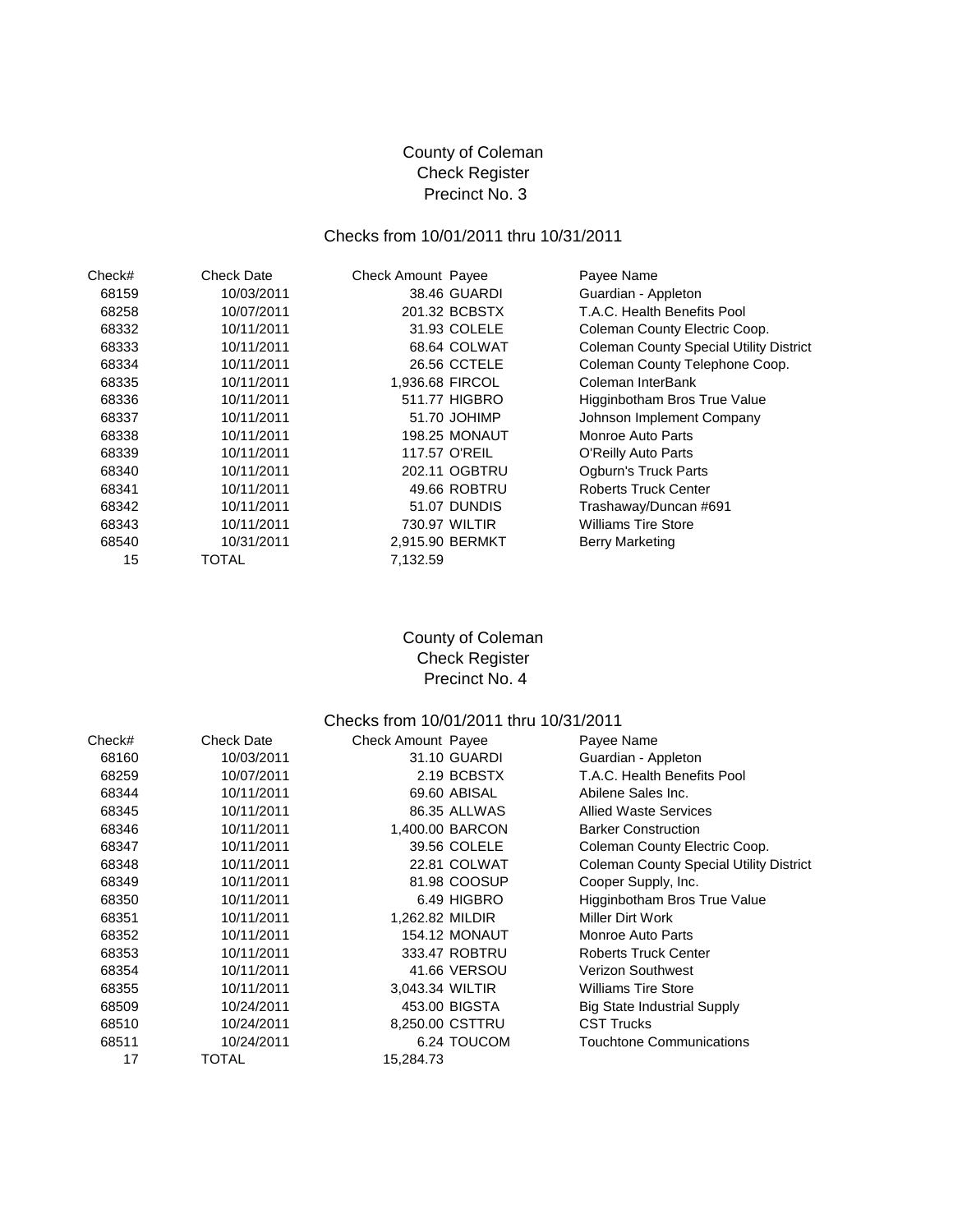# County of Coleman
## Check Register
## Precinct No. 3

Checks from 10/01/2011 thru 10/31/2011

| Check# | Check Date | Check Amount | Payee | Payee Name |
|---|---|---|---|---|
| 68159 | 10/03/2011 | 38.46 | GUARDI | Guardian - Appleton |
| 68258 | 10/07/2011 | 201.32 | BCBSTX | T.A.C. Health Benefits Pool |
| 68332 | 10/11/2011 | 31.93 | COLELE | Coleman County Electric Coop. |
| 68333 | 10/11/2011 | 68.64 | COLWAT | Coleman County Special Utility District |
| 68334 | 10/11/2011 | 26.56 | CCTELE | Coleman County Telephone Coop. |
| 68335 | 10/11/2011 | 1,936.68 | FIRCOL | Coleman InterBank |
| 68336 | 10/11/2011 | 511.77 | HIGBRO | Higginbotham Bros True Value |
| 68337 | 10/11/2011 | 51.70 | JOHIMP | Johnson Implement Company |
| 68338 | 10/11/2011 | 198.25 | MONAUT | Monroe Auto Parts |
| 68339 | 10/11/2011 | 117.57 | O'REIL | O'Reilly Auto Parts |
| 68340 | 10/11/2011 | 202.11 | OGBTRU | Ogburn's Truck Parts |
| 68341 | 10/11/2011 | 49.66 | ROBTRU | Roberts Truck Center |
| 68342 | 10/11/2011 | 51.07 | DUNDIS | Trashaway/Duncan #691 |
| 68343 | 10/11/2011 | 730.97 | WILTIR | Williams Tire Store |
| 68540 | 10/31/2011 | 2,915.90 | BERMKT | Berry Marketing |
| 15 | TOTAL | 7,132.59 | | |

# County of Coleman
## Check Register
## Precinct No. 4

Checks from 10/01/2011 thru 10/31/2011

| Check# | Check Date | Check Amount | Payee | Payee Name |
|---|---|---|---|---|
| 68160 | 10/03/2011 | 31.10 | GUARDI | Guardian - Appleton |
| 68259 | 10/07/2011 | 2.19 | BCBSTX | T.A.C. Health Benefits Pool |
| 68344 | 10/11/2011 | 69.60 | ABISAL | Abilene Sales Inc. |
| 68345 | 10/11/2011 | 86.35 | ALLWAS | Allied Waste Services |
| 68346 | 10/11/2011 | 1,400.00 | BARCON | Barker Construction |
| 68347 | 10/11/2011 | 39.56 | COLELE | Coleman County Electric Coop. |
| 68348 | 10/11/2011 | 22.81 | COLWAT | Coleman County Special Utility District |
| 68349 | 10/11/2011 | 81.98 | COOSUP | Cooper Supply, Inc. |
| 68350 | 10/11/2011 | 6.49 | HIGBRO | Higginbotham Bros True Value |
| 68351 | 10/11/2011 | 1,262.82 | MILDIR | Miller Dirt Work |
| 68352 | 10/11/2011 | 154.12 | MONAUT | Monroe Auto Parts |
| 68353 | 10/11/2011 | 333.47 | ROBTRU | Roberts Truck Center |
| 68354 | 10/11/2011 | 41.66 | VERSOU | Verizon Southwest |
| 68355 | 10/11/2011 | 3,043.34 | WILTIR | Williams Tire Store |
| 68509 | 10/24/2011 | 453.00 | BIGSTA | Big State Industrial Supply |
| 68510 | 10/24/2011 | 8,250.00 | CSTTRU | CST Trucks |
| 68511 | 10/24/2011 | 6.24 | TOUCOM | Touchtone Communications |
| 17 | TOTAL | 15,284.73 | | |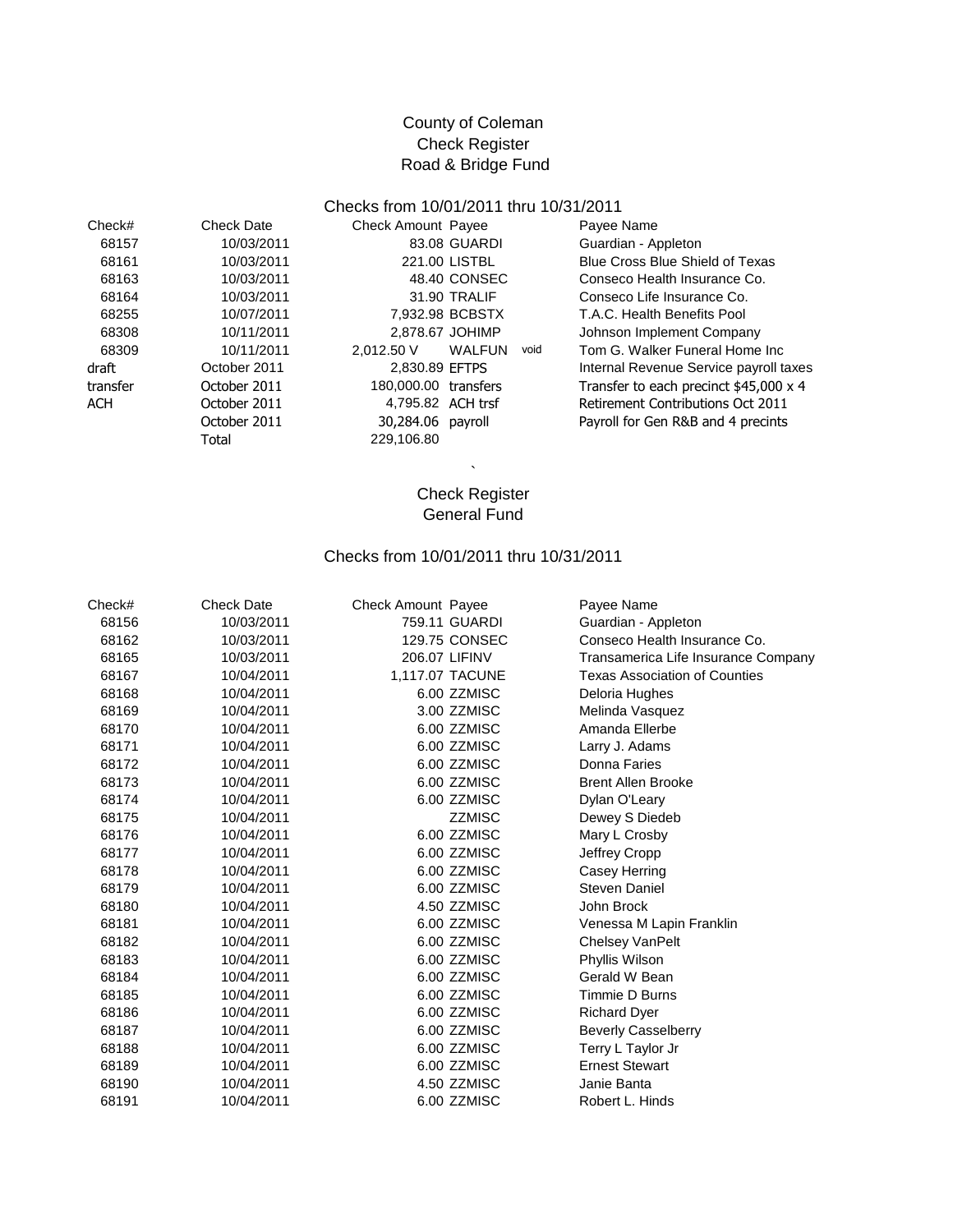# County of Coleman
## Check Register
## Road & Bridge Fund

### Checks from 10/01/2011 thru 10/31/2011

| Check# | Check Date | Check Amount | Payee | | Payee Name |
|---|---|---|---|---|---|
| 68157 | 10/03/2011 | 83.08 | GUARDI | | Guardian - Appleton |
| 68161 | 10/03/2011 | 221.00 | LISTBL | | Blue Cross Blue Shield of Texas |
| 68163 | 10/03/2011 | 48.40 | CONSEC | | Conseco Health Insurance Co. |
| 68164 | 10/03/2011 | 31.90 | TRALIF | | Conseco Life Insurance Co. |
| 68255 | 10/07/2011 | 7,932.98 | BCBSTX | | T.A.C. Health Benefits Pool |
| 68308 | 10/11/2011 | 2,878.67 | JOHIMP | | Johnson Implement Company |
| 68309 | 10/11/2011 | 2,012.50 V | WALFUN | void | Tom G. Walker Funeral Home Inc |
| draft | October 2011 | 2,830.89 | EFTPS | | Internal Revenue Service payroll taxes |
| transfer | October 2011 | 180,000.00 | transfers | | Transfer to each precinct $45,000 x 4 |
| ACH | October 2011 | 4,795.82 | ACH trsf | | Retirement Contributions Oct 2011 |
| | October 2011 | 30,284.06 | payroll | | Payroll for Gen R&B and 4 precints |
| | Total | 229,106.80 | | | |

`

## Check Register
## General Fund

### Checks from 10/01/2011 thru 10/31/2011

| Check# | Check Date | Check Amount | Payee | Payee Name |
|---|---|---|---|---|
| 68156 | 10/03/2011 | 759.11 | GUARDI | Guardian - Appleton |
| 68162 | 10/03/2011 | 129.75 | CONSEC | Conseco Health Insurance Co. |
| 68165 | 10/03/2011 | 206.07 | LIFINV | Transamerica Life Insurance Company |
| 68167 | 10/04/2011 | 1,117.07 | TACUNE | Texas Association of Counties |
| 68168 | 10/04/2011 | 6.00 | ZZMISC | Deloria Hughes |
| 68169 | 10/04/2011 | 3.00 | ZZMISC | Melinda Vasquez |
| 68170 | 10/04/2011 | 6.00 | ZZMISC | Amanda Ellerbe |
| 68171 | 10/04/2011 | 6.00 | ZZMISC | Larry J. Adams |
| 68172 | 10/04/2011 | 6.00 | ZZMISC | Donna Faries |
| 68173 | 10/04/2011 | 6.00 | ZZMISC | Brent Allen Brooke |
| 68174 | 10/04/2011 | 6.00 | ZZMISC | Dylan O'Leary |
| 68175 | 10/04/2011 | | ZZMISC | Dewey S Diedeb |
| 68176 | 10/04/2011 | 6.00 | ZZMISC | Mary L Crosby |
| 68177 | 10/04/2011 | 6.00 | ZZMISC | Jeffrey Cropp |
| 68178 | 10/04/2011 | 6.00 | ZZMISC | Casey Herring |
| 68179 | 10/04/2011 | 6.00 | ZZMISC | Steven Daniel |
| 68180 | 10/04/2011 | 4.50 | ZZMISC | John Brock |
| 68181 | 10/04/2011 | 6.00 | ZZMISC | Venessa M Lapin Franklin |
| 68182 | 10/04/2011 | 6.00 | ZZMISC | Chelsey VanPelt |
| 68183 | 10/04/2011 | 6.00 | ZZMISC | Phyllis Wilson |
| 68184 | 10/04/2011 | 6.00 | ZZMISC | Gerald W Bean |
| 68185 | 10/04/2011 | 6.00 | ZZMISC | Timmie D Burns |
| 68186 | 10/04/2011 | 6.00 | ZZMISC | Richard Dyer |
| 68187 | 10/04/2011 | 6.00 | ZZMISC | Beverly Casselberry |
| 68188 | 10/04/2011 | 6.00 | ZZMISC | Terry L Taylor Jr |
| 68189 | 10/04/2011 | 6.00 | ZZMISC | Ernest Stewart |
| 68190 | 10/04/2011 | 4.50 | ZZMISC | Janie Banta |
| 68191 | 10/04/2011 | 6.00 | ZZMISC | Robert L. Hinds |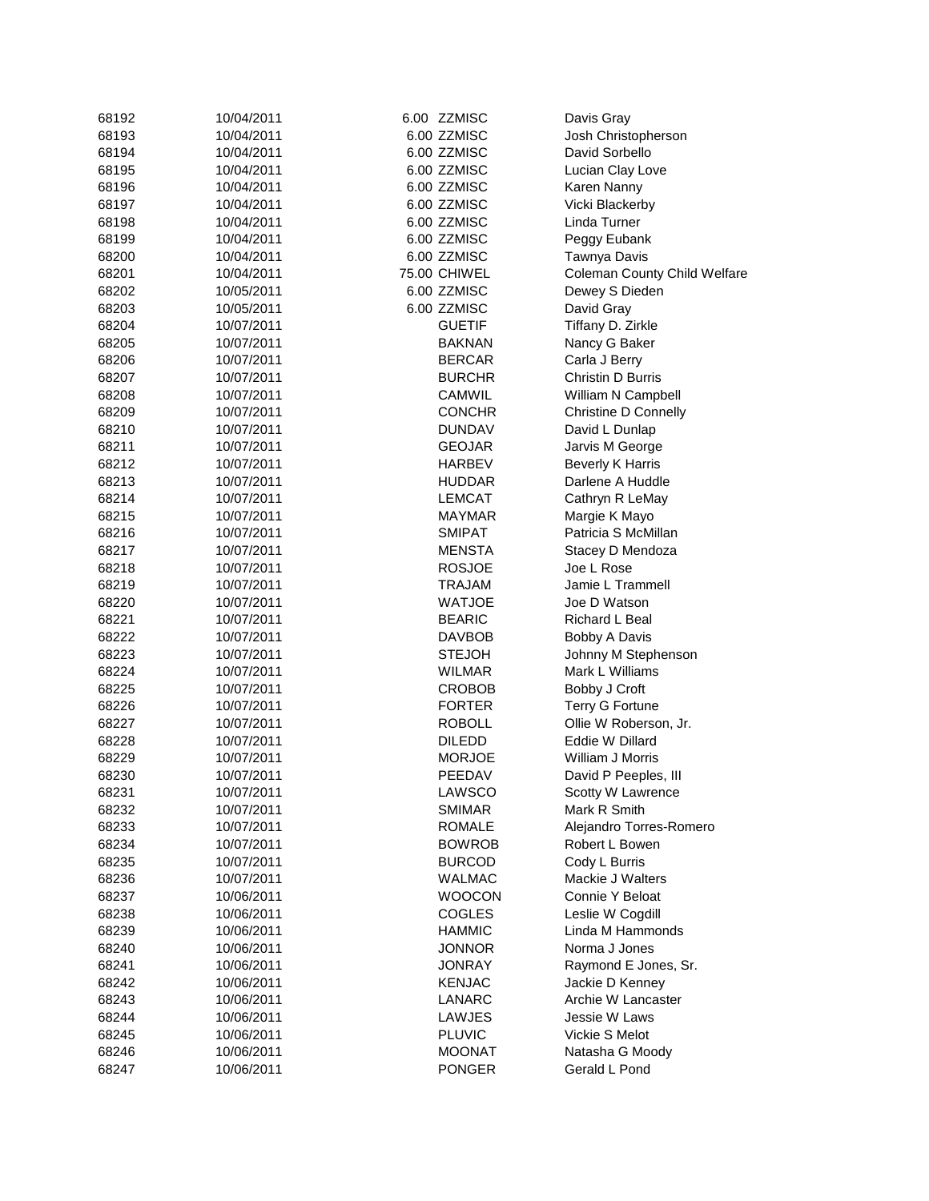| | | | | |
|---|---|---|---|---|
| 68192 | 10/04/2011 | 6.00 | ZZMISC | Davis Gray |
| 68193 | 10/04/2011 | 6.00 | ZZMISC | Josh Christopherson |
| 68194 | 10/04/2011 | 6.00 | ZZMISC | David Sorbello |
| 68195 | 10/04/2011 | 6.00 | ZZMISC | Lucian Clay Love |
| 68196 | 10/04/2011 | 6.00 | ZZMISC | Karen Nanny |
| 68197 | 10/04/2011 | 6.00 | ZZMISC | Vicki Blackerby |
| 68198 | 10/04/2011 | 6.00 | ZZMISC | Linda Turner |
| 68199 | 10/04/2011 | 6.00 | ZZMISC | Peggy Eubank |
| 68200 | 10/04/2011 | 6.00 | ZZMISC | Tawnya Davis |
| 68201 | 10/04/2011 | 75.00 | CHIWEL | Coleman County Child Welfare |
| 68202 | 10/05/2011 | 6.00 | ZZMISC | Dewey S Dieden |
| 68203 | 10/05/2011 | 6.00 | ZZMISC | David Gray |
| 68204 | 10/07/2011 | | GUETIF | Tiffany D. Zirkle |
| 68205 | 10/07/2011 | | BAKNAN | Nancy G Baker |
| 68206 | 10/07/2011 | | BERCAR | Carla J Berry |
| 68207 | 10/07/2011 | | BURCHR | Christin D Burris |
| 68208 | 10/07/2011 | | CAMWIL | William N Campbell |
| 68209 | 10/07/2011 | | CONCHR | Christine D Connelly |
| 68210 | 10/07/2011 | | DUNDAV | David L Dunlap |
| 68211 | 10/07/2011 | | GEOJAR | Jarvis M George |
| 68212 | 10/07/2011 | | HARBEV | Beverly K Harris |
| 68213 | 10/07/2011 | | HUDDAR | Darlene A Huddle |
| 68214 | 10/07/2011 | | LEMCAT | Cathryn R LeMay |
| 68215 | 10/07/2011 | | MAYMAR | Margie K Mayo |
| 68216 | 10/07/2011 | | SMIPAT | Patricia S McMillan |
| 68217 | 10/07/2011 | | MENSTA | Stacey D Mendoza |
| 68218 | 10/07/2011 | | ROSJOE | Joe L Rose |
| 68219 | 10/07/2011 | | TRAJAM | Jamie L Trammell |
| 68220 | 10/07/2011 | | WATJOE | Joe D Watson |
| 68221 | 10/07/2011 | | BEARIC | Richard L Beal |
| 68222 | 10/07/2011 | | DAVBOB | Bobby A Davis |
| 68223 | 10/07/2011 | | STEJOH | Johnny M Stephenson |
| 68224 | 10/07/2011 | | WILMAR | Mark L Williams |
| 68225 | 10/07/2011 | | CROBOB | Bobby J Croft |
| 68226 | 10/07/2011 | | FORTER | Terry G Fortune |
| 68227 | 10/07/2011 | | ROBOLL | Ollie W Roberson, Jr. |
| 68228 | 10/07/2011 | | DILEDD | Eddie W Dillard |
| 68229 | 10/07/2011 | | MORJOE | William J Morris |
| 68230 | 10/07/2011 | | PEEDAV | David P Peeples, III |
| 68231 | 10/07/2011 | | LAWSCO | Scotty W Lawrence |
| 68232 | 10/07/2011 | | SMIMAR | Mark R Smith |
| 68233 | 10/07/2011 | | ROMALE | Alejandro Torres-Romero |
| 68234 | 10/07/2011 | | BOWROB | Robert L Bowen |
| 68235 | 10/07/2011 | | BURCOD | Cody L Burris |
| 68236 | 10/07/2011 | | WALMAC | Mackie J Walters |
| 68237 | 10/06/2011 | | WOOCON | Connie Y Beloat |
| 68238 | 10/06/2011 | | COGLES | Leslie W Cogdill |
| 68239 | 10/06/2011 | | HAMMIC | Linda M Hammonds |
| 68240 | 10/06/2011 | | JONNOR | Norma J Jones |
| 68241 | 10/06/2011 | | JONRAY | Raymond E Jones, Sr. |
| 68242 | 10/06/2011 | | KENJAC | Jackie D Kenney |
| 68243 | 10/06/2011 | | LANARC | Archie W Lancaster |
| 68244 | 10/06/2011 | | LAWJES | Jessie W Laws |
| 68245 | 10/06/2011 | | PLUVIC | Vickie S Melot |
| 68246 | 10/06/2011 | | MOONAT | Natasha G Moody |
| 68247 | 10/06/2011 | | PONGER | Gerald L Pond |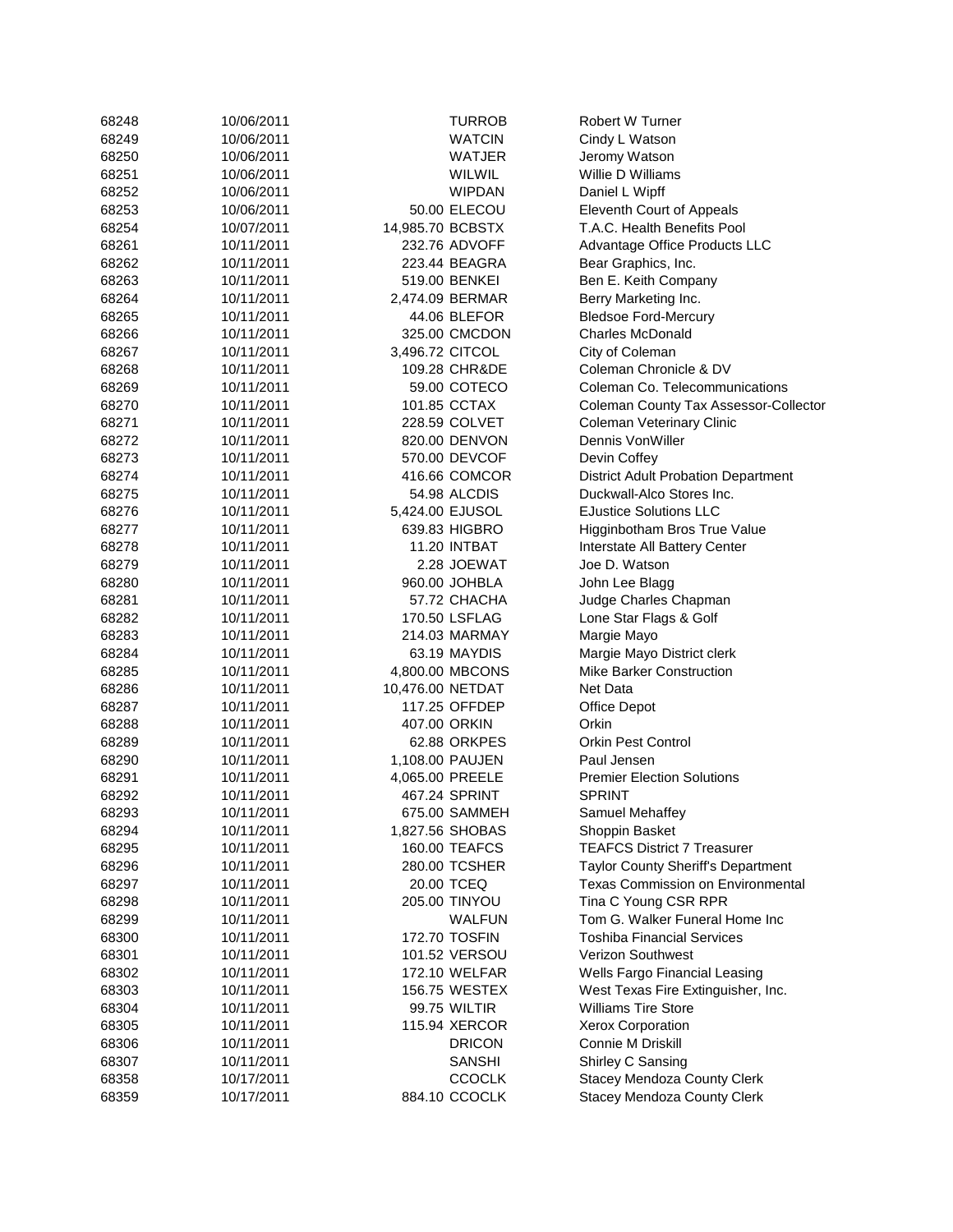| | | | | |
|---|---|---|---|---|
| 68248 | 10/06/2011 | | TURROB | Robert W Turner |
| 68249 | 10/06/2011 | | WATCIN | Cindy L Watson |
| 68250 | 10/06/2011 | | WATJER | Jeromy Watson |
| 68251 | 10/06/2011 | | WILWIL | Willie D Williams |
| 68252 | 10/06/2011 | | WIPDAN | Daniel L Wipff |
| 68253 | 10/06/2011 | 50.00 | ELECOU | Eleventh Court of Appeals |
| 68254 | 10/07/2011 | 14,985.70 | BCBSTX | T.A.C. Health Benefits Pool |
| 68261 | 10/11/2011 | 232.76 | ADVOFF | Advantage Office Products LLC |
| 68262 | 10/11/2011 | 223.44 | BEAGRA | Bear Graphics, Inc. |
| 68263 | 10/11/2011 | 519.00 | BENKEI | Ben E. Keith Company |
| 68264 | 10/11/2011 | 2,474.09 | BERMAR | Berry Marketing Inc. |
| 68265 | 10/11/2011 | 44.06 | BLEFOR | Bledsoe Ford-Mercury |
| 68266 | 10/11/2011 | 325.00 | CMCDON | Charles McDonald |
| 68267 | 10/11/2011 | 3,496.72 | CITCOL | City of Coleman |
| 68268 | 10/11/2011 | 109.28 | CHR&DE | Coleman Chronicle & DV |
| 68269 | 10/11/2011 | 59.00 | COTECO | Coleman Co. Telecommunications |
| 68270 | 10/11/2011 | 101.85 | CCTAX | Coleman County Tax Assessor-Collector |
| 68271 | 10/11/2011 | 228.59 | COLVET | Coleman Veterinary Clinic |
| 68272 | 10/11/2011 | 820.00 | DENVON | Dennis VonWiller |
| 68273 | 10/11/2011 | 570.00 | DEVCOF | Devin Coffey |
| 68274 | 10/11/2011 | 416.66 | COMCOR | District Adult Probation Department |
| 68275 | 10/11/2011 | 54.98 | ALCDIS | Duckwall-Alco Stores Inc. |
| 68276 | 10/11/2011 | 5,424.00 | EJUSOL | EJustice Solutions LLC |
| 68277 | 10/11/2011 | 639.83 | HIGBRO | Higginbotham Bros True Value |
| 68278 | 10/11/2011 | 11.20 | INTBAT | Interstate All Battery Center |
| 68279 | 10/11/2011 | 2.28 | JOEWAT | Joe D. Watson |
| 68280 | 10/11/2011 | 960.00 | JOHBLA | John Lee Blagg |
| 68281 | 10/11/2011 | 57.72 | CHACHA | Judge Charles Chapman |
| 68282 | 10/11/2011 | 170.50 | LSFLAG | Lone Star Flags & Golf |
| 68283 | 10/11/2011 | 214.03 | MARMAY | Margie Mayo |
| 68284 | 10/11/2011 | 63.19 | MAYDIS | Margie Mayo District clerk |
| 68285 | 10/11/2011 | 4,800.00 | MBCONS | Mike Barker Construction |
| 68286 | 10/11/2011 | 10,476.00 | NETDAT | Net Data |
| 68287 | 10/11/2011 | 117.25 | OFFDEP | Office Depot |
| 68288 | 10/11/2011 | 407.00 | ORKIN | Orkin |
| 68289 | 10/11/2011 | 62.88 | ORKPES | Orkin Pest Control |
| 68290 | 10/11/2011 | 1,108.00 | PAUJEN | Paul Jensen |
| 68291 | 10/11/2011 | 4,065.00 | PREELE | Premier Election Solutions |
| 68292 | 10/11/2011 | 467.24 | SPRINT | SPRINT |
| 68293 | 10/11/2011 | 675.00 | SAMMEH | Samuel Mehaffey |
| 68294 | 10/11/2011 | 1,827.56 | SHOBAS | Shoppin Basket |
| 68295 | 10/11/2011 | 160.00 | TEAFCS | TEAFCS District 7 Treasurer |
| 68296 | 10/11/2011 | 280.00 | TCSHER | Taylor County Sheriff's Department |
| 68297 | 10/11/2011 | 20.00 | TCEQ | Texas Commission on Environmental |
| 68298 | 10/11/2011 | 205.00 | TINYOU | Tina C Young CSR RPR |
| 68299 | 10/11/2011 | | WALFUN | Tom G. Walker Funeral Home Inc |
| 68300 | 10/11/2011 | 172.70 | TOSFIN | Toshiba Financial Services |
| 68301 | 10/11/2011 | 101.52 | VERSOU | Verizon Southwest |
| 68302 | 10/11/2011 | 172.10 | WELFAR | Wells Fargo Financial Leasing |
| 68303 | 10/11/2011 | 156.75 | WESTEX | West Texas Fire Extinguisher, Inc. |
| 68304 | 10/11/2011 | 99.75 | WILTIR | Williams Tire Store |
| 68305 | 10/11/2011 | 115.94 | XERCOR | Xerox Corporation |
| 68306 | 10/11/2011 | | DRICON | Connie M Driskill |
| 68307 | 10/11/2011 | | SANSHI | Shirley C Sansing |
| 68358 | 10/17/2011 | | CCOCLK | Stacey Mendoza County Clerk |
| 68359 | 10/17/2011 | 884.10 | CCOCLK | Stacey Mendoza County Clerk |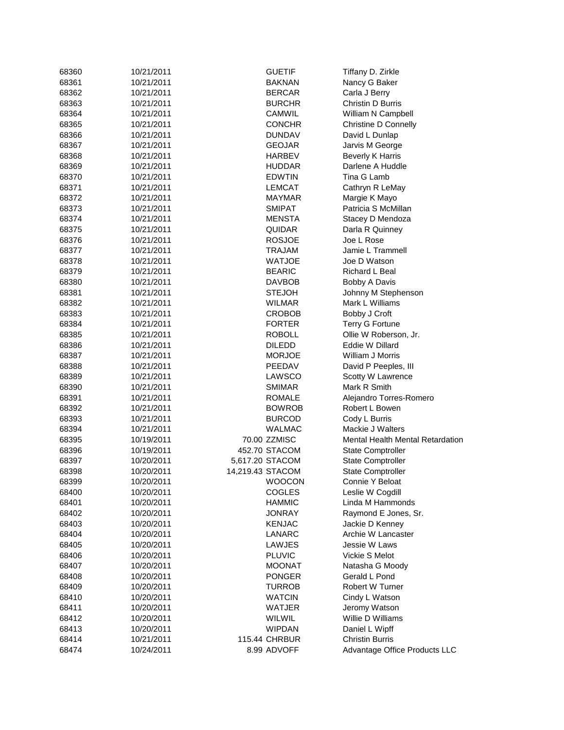| | | | | |
|---|---|---|---|---|
| 68360 | 10/21/2011 | | GUETIF | Tiffany D. Zirkle |
| 68361 | 10/21/2011 | | BAKNAN | Nancy G Baker |
| 68362 | 10/21/2011 | | BERCAR | Carla J Berry |
| 68363 | 10/21/2011 | | BURCHR | Christin D Burris |
| 68364 | 10/21/2011 | | CAMWIL | William N Campbell |
| 68365 | 10/21/2011 | | CONCHR | Christine D Connelly |
| 68366 | 10/21/2011 | | DUNDAV | David L Dunlap |
| 68367 | 10/21/2011 | | GEOJAR | Jarvis M George |
| 68368 | 10/21/2011 | | HARBEV | Beverly K Harris |
| 68369 | 10/21/2011 | | HUDDAR | Darlene A Huddle |
| 68370 | 10/21/2011 | | EDWTIN | Tina G Lamb |
| 68371 | 10/21/2011 | | LEMCAT | Cathryn R LeMay |
| 68372 | 10/21/2011 | | MAYMAR | Margie K Mayo |
| 68373 | 10/21/2011 | | SMIPAT | Patricia S McMillan |
| 68374 | 10/21/2011 | | MENSTA | Stacey D Mendoza |
| 68375 | 10/21/2011 | | QUIDAR | Darla R Quinney |
| 68376 | 10/21/2011 | | ROSJOE | Joe L Rose |
| 68377 | 10/21/2011 | | TRAJAM | Jamie L Trammell |
| 68378 | 10/21/2011 | | WATJOE | Joe D Watson |
| 68379 | 10/21/2011 | | BEARIC | Richard L Beal |
| 68380 | 10/21/2011 | | DAVBOB | Bobby A Davis |
| 68381 | 10/21/2011 | | STEJOH | Johnny M Stephenson |
| 68382 | 10/21/2011 | | WILMAR | Mark L Williams |
| 68383 | 10/21/2011 | | CROBOB | Bobby J Croft |
| 68384 | 10/21/2011 | | FORTER | Terry G Fortune |
| 68385 | 10/21/2011 | | ROBOLL | Ollie W Roberson, Jr. |
| 68386 | 10/21/2011 | | DILEDD | Eddie W Dillard |
| 68387 | 10/21/2011 | | MORJOE | William J Morris |
| 68388 | 10/21/2011 | | PEEDAV | David P Peeples, III |
| 68389 | 10/21/2011 | | LAWSCO | Scotty W Lawrence |
| 68390 | 10/21/2011 | | SMIMAR | Mark R Smith |
| 68391 | 10/21/2011 | | ROMALE | Alejandro Torres-Romero |
| 68392 | 10/21/2011 | | BOWROB | Robert L Bowen |
| 68393 | 10/21/2011 | | BURCOD | Cody L Burris |
| 68394 | 10/21/2011 | | WALMAC | Mackie J Walters |
| 68395 | 10/19/2011 | 70.00 | ZZMISC | Mental Health Mental Retardation |
| 68396 | 10/19/2011 | 452.70 | STACOM | State Comptroller |
| 68397 | 10/20/2011 | 5,617.20 | STACOM | State Comptroller |
| 68398 | 10/20/2011 | 14,219.43 | STACOM | State Comptroller |
| 68399 | 10/20/2011 | | WOOCON | Connie Y Beloat |
| 68400 | 10/20/2011 | | COGLES | Leslie W Cogdill |
| 68401 | 10/20/2011 | | HAMMIC | Linda M Hammonds |
| 68402 | 10/20/2011 | | JONRAY | Raymond E Jones, Sr. |
| 68403 | 10/20/2011 | | KENJAC | Jackie D Kenney |
| 68404 | 10/20/2011 | | LANARC | Archie W Lancaster |
| 68405 | 10/20/2011 | | LAWJES | Jessie W Laws |
| 68406 | 10/20/2011 | | PLUVIC | Vickie S Melot |
| 68407 | 10/20/2011 | | MOONAT | Natasha G Moody |
| 68408 | 10/20/2011 | | PONGER | Gerald L Pond |
| 68409 | 10/20/2011 | | TURROB | Robert W Turner |
| 68410 | 10/20/2011 | | WATCIN | Cindy L Watson |
| 68411 | 10/20/2011 | | WATJER | Jeromy Watson |
| 68412 | 10/20/2011 | | WILWIL | Willie D Williams |
| 68413 | 10/20/2011 | | WIPDAN | Daniel L Wipff |
| 68414 | 10/21/2011 | 115.44 | CHRBUR | Christin Burris |
| 68474 | 10/24/2011 | 8.99 | ADVOFF | Advantage Office Products LLC |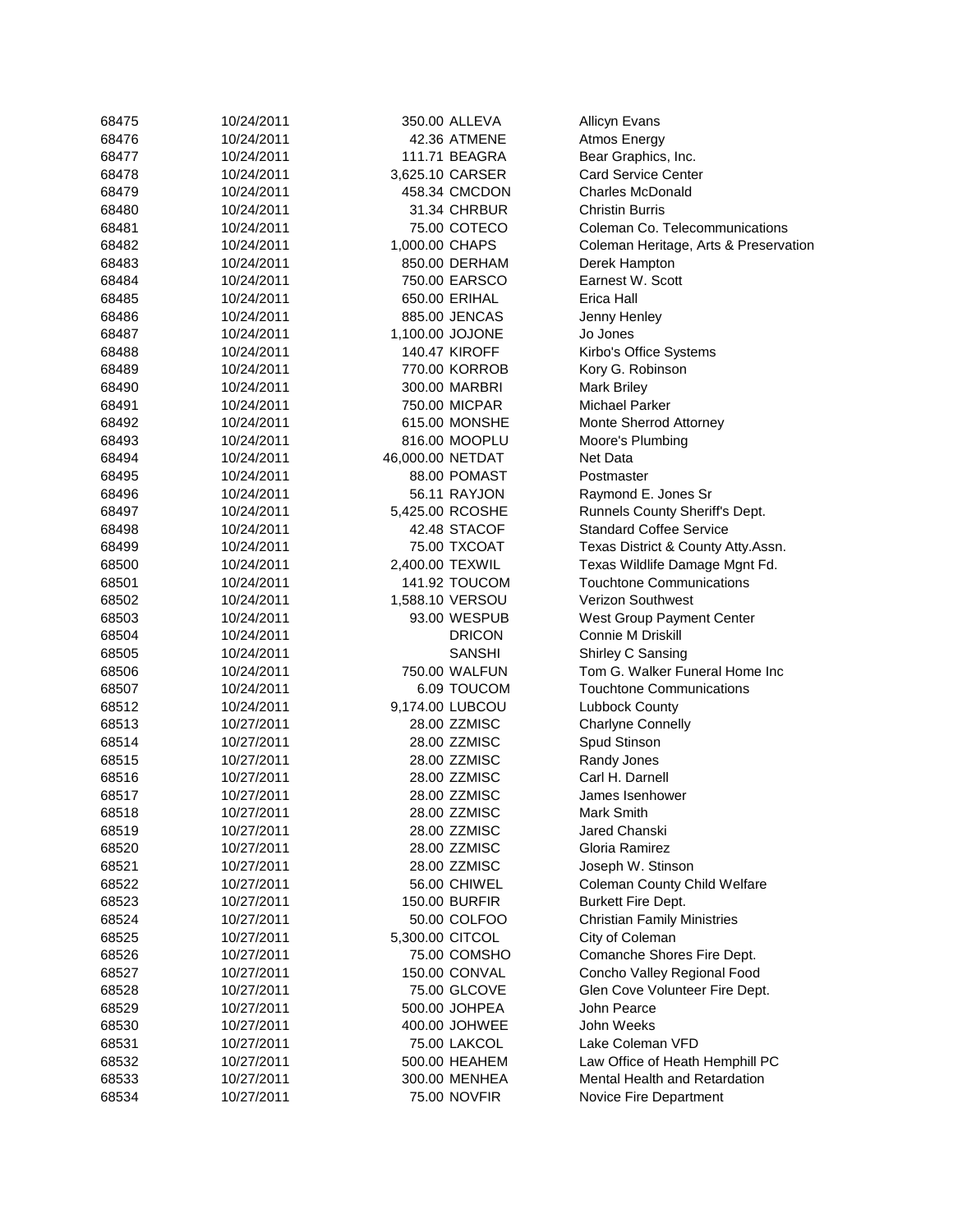| | | | | |
|---|---|---|---|---|
| 68475 | 10/24/2011 | 350.00 | ALLEVA | Allicyn Evans |
| 68476 | 10/24/2011 | 42.36 | ATMENE | Atmos Energy |
| 68477 | 10/24/2011 | 111.71 | BEAGRA | Bear Graphics, Inc. |
| 68478 | 10/24/2011 | 3,625.10 | CARSER | Card Service Center |
| 68479 | 10/24/2011 | 458.34 | CMCDON | Charles McDonald |
| 68480 | 10/24/2011 | 31.34 | CHRBUR | Christin Burris |
| 68481 | 10/24/2011 | 75.00 | COTECO | Coleman Co. Telecommunications |
| 68482 | 10/24/2011 | 1,000.00 | CHAPS | Coleman Heritage, Arts & Preservation |
| 68483 | 10/24/2011 | 850.00 | DERHAM | Derek Hampton |
| 68484 | 10/24/2011 | 750.00 | EARSCO | Earnest W. Scott |
| 68485 | 10/24/2011 | 650.00 | ERIHAL | Erica Hall |
| 68486 | 10/24/2011 | 885.00 | JENCAS | Jenny Henley |
| 68487 | 10/24/2011 | 1,100.00 | JOJONE | Jo Jones |
| 68488 | 10/24/2011 | 140.47 | KIROFF | Kirbo's Office Systems |
| 68489 | 10/24/2011 | 770.00 | KORROB | Kory G. Robinson |
| 68490 | 10/24/2011 | 300.00 | MARBRI | Mark Briley |
| 68491 | 10/24/2011 | 750.00 | MICPAR | Michael Parker |
| 68492 | 10/24/2011 | 615.00 | MONSHE | Monte Sherrod Attorney |
| 68493 | 10/24/2011 | 816.00 | MOOPLU | Moore's Plumbing |
| 68494 | 10/24/2011 | 46,000.00 | NETDAT | Net Data |
| 68495 | 10/24/2011 | 88.00 | POMAST | Postmaster |
| 68496 | 10/24/2011 | 56.11 | RAYJON | Raymond E. Jones Sr |
| 68497 | 10/24/2011 | 5,425.00 | RCOSHE | Runnels County Sheriff's Dept. |
| 68498 | 10/24/2011 | 42.48 | STACOF | Standard Coffee Service |
| 68499 | 10/24/2011 | 75.00 | TXCOAT | Texas District & County Atty.Assn. |
| 68500 | 10/24/2011 | 2,400.00 | TEXWIL | Texas Wildlife Damage Mgnt Fd. |
| 68501 | 10/24/2011 | 141.92 | TOUCOM | Touchtone Communications |
| 68502 | 10/24/2011 | 1,588.10 | VERSOU | Verizon Southwest |
| 68503 | 10/24/2011 | 93.00 | WESPUB | West Group Payment Center |
| 68504 | 10/24/2011 | | DRICON | Connie M Driskill |
| 68505 | 10/24/2011 | | SANSHI | Shirley C Sansing |
| 68506 | 10/24/2011 | 750.00 | WALFUN | Tom G. Walker Funeral Home Inc |
| 68507 | 10/24/2011 | 6.09 | TOUCOM | Touchtone Communications |
| 68512 | 10/24/2011 | 9,174.00 | LUBCOU | Lubbock County |
| 68513 | 10/27/2011 | 28.00 | ZZMISC | Charlyne Connelly |
| 68514 | 10/27/2011 | 28.00 | ZZMISC | Spud Stinson |
| 68515 | 10/27/2011 | 28.00 | ZZMISC | Randy Jones |
| 68516 | 10/27/2011 | 28.00 | ZZMISC | Carl H. Darnell |
| 68517 | 10/27/2011 | 28.00 | ZZMISC | James Isenhower |
| 68518 | 10/27/2011 | 28.00 | ZZMISC | Mark Smith |
| 68519 | 10/27/2011 | 28.00 | ZZMISC | Jared Chanski |
| 68520 | 10/27/2011 | 28.00 | ZZMISC | Gloria Ramirez |
| 68521 | 10/27/2011 | 28.00 | ZZMISC | Joseph W. Stinson |
| 68522 | 10/27/2011 | 56.00 | CHIWEL | Coleman County Child Welfare |
| 68523 | 10/27/2011 | 150.00 | BURFIR | Burkett Fire Dept. |
| 68524 | 10/27/2011 | 50.00 | COLFOO | Christian Family Ministries |
| 68525 | 10/27/2011 | 5,300.00 | CITCOL | City of Coleman |
| 68526 | 10/27/2011 | 75.00 | COMSHO | Comanche Shores Fire Dept. |
| 68527 | 10/27/2011 | 150.00 | CONVAL | Concho Valley Regional Food |
| 68528 | 10/27/2011 | 75.00 | GLCOVE | Glen Cove Volunteer Fire Dept. |
| 68529 | 10/27/2011 | 500.00 | JOHPEA | John Pearce |
| 68530 | 10/27/2011 | 400.00 | JOHWEE | John Weeks |
| 68531 | 10/27/2011 | 75.00 | LAKCOL | Lake Coleman VFD |
| 68532 | 10/27/2011 | 500.00 | HEAHEM | Law Office of Heath Hemphill PC |
| 68533 | 10/27/2011 | 300.00 | MENHEA | Mental Health and Retardation |
| 68534 | 10/27/2011 | 75.00 | NOVFIR | Novice Fire Department |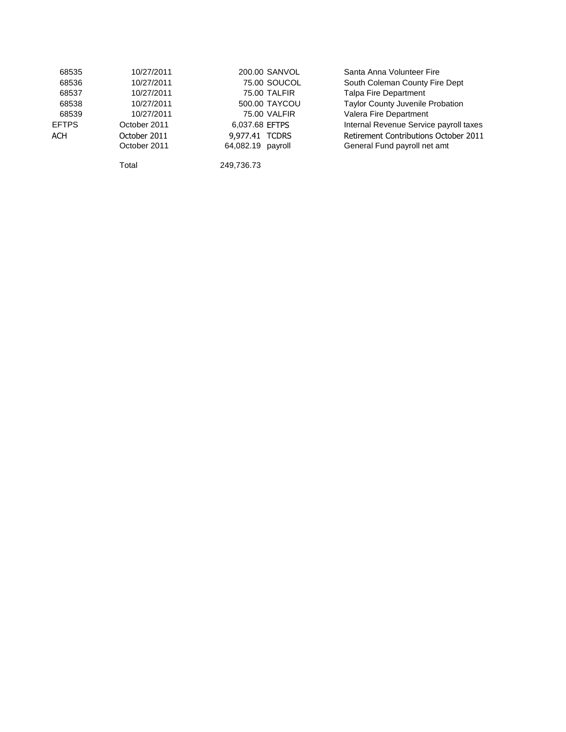| | | | | |
|---|---|---|---|---|
| 68535 | 10/27/2011 | 200.00 | SANVOL | Santa Anna Volunteer Fire |
| 68536 | 10/27/2011 | 75.00 | SOUCOL | South Coleman County Fire Dept |
| 68537 | 10/27/2011 | 75.00 | TALFIR | Talpa Fire Department |
| 68538 | 10/27/2011 | 500.00 | TAYCOU | Taylor County Juvenile Probation |
| 68539 | 10/27/2011 | 75.00 | VALFIR | Valera Fire Department |
| EFTPS | October 2011 | 6,037.68 | EFTPS | Internal Revenue Service payroll taxes |
| ACH | October 2011 | 9,977.41 | TCDRS | Retirement Contributions October 2011 |
| | October 2011 | 64,082.19 | payroll | General Fund payroll net amt |
| | Total | 249,736.73 | | |